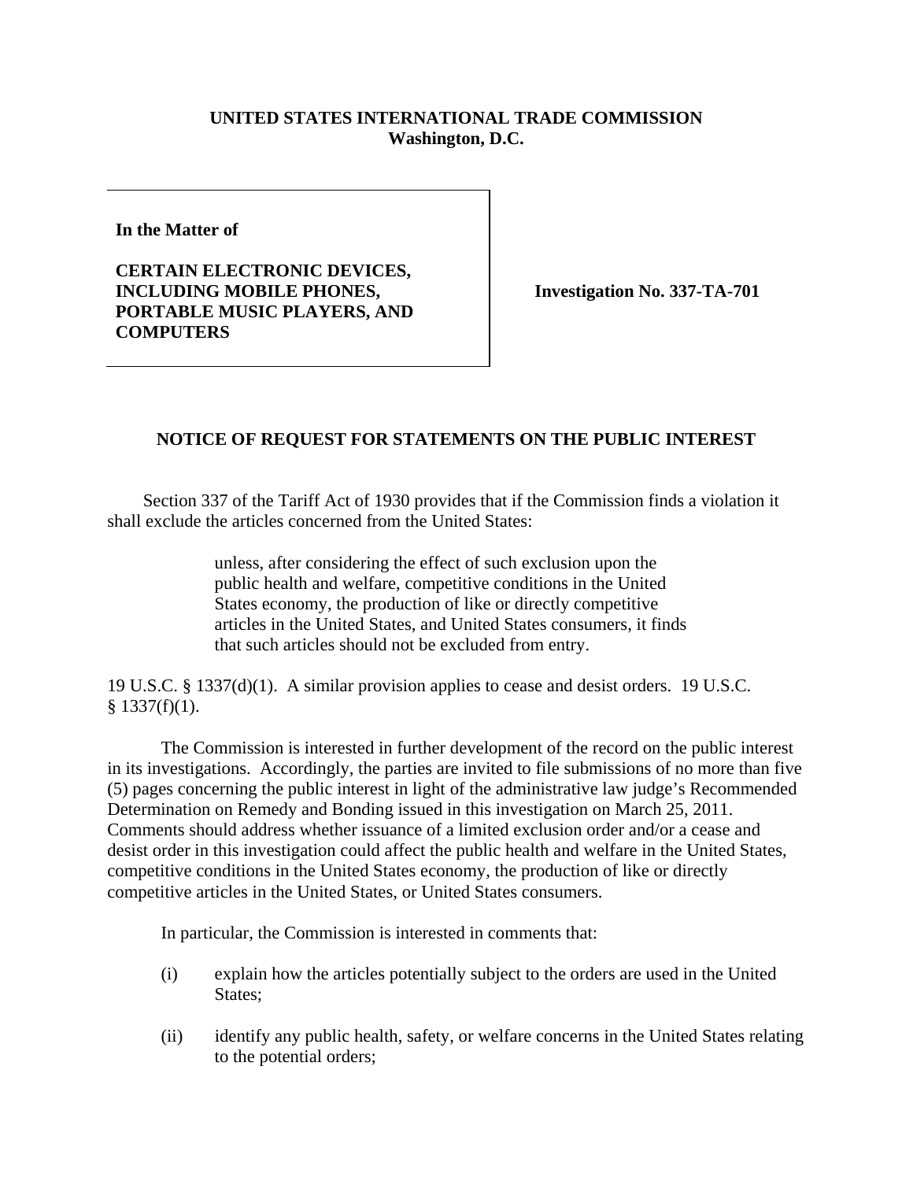**UNITED STATES INTERNATIONAL TRADE COMMISSION**
**Washington, D.C.**

| | |
|---|---|
| **In the Matter of**<br><br>**CERTAIN ELECTRONIC DEVICES, INCLUDING MOBILE PHONES, PORTABLE MUSIC PLAYERS, AND COMPUTERS** | **Investigation No. 337-TA-701** |

## NOTICE OF REQUEST FOR STATEMENTS ON THE PUBLIC INTEREST

Section 337 of the Tariff Act of 1930 provides that if the Commission finds a violation it shall exclude the articles concerned from the United States:

> unless, after considering the effect of such exclusion upon the public health and welfare, competitive conditions in the United States economy, the production of like or directly competitive articles in the United States, and United States consumers, it finds that such articles should not be excluded from entry.

19 U.S.C. § 1337(d)(1). A similar provision applies to cease and desist orders. 19 U.S.C. § 1337(f)(1).

The Commission is interested in further development of the record on the public interest in its investigations. Accordingly, the parties are invited to file submissions of no more than five (5) pages concerning the public interest in light of the administrative law judge's Recommended Determination on Remedy and Bonding issued in this investigation on March 25, 2011. Comments should address whether issuance of a limited exclusion order and/or a cease and desist order in this investigation could affect the public health and welfare in the United States, competitive conditions in the United States economy, the production of like or directly competitive articles in the United States, or United States consumers.

In particular, the Commission is interested in comments that:

(i) explain how the articles potentially subject to the orders are used in the United States;

(ii) identify any public health, safety, or welfare concerns in the United States relating to the potential orders;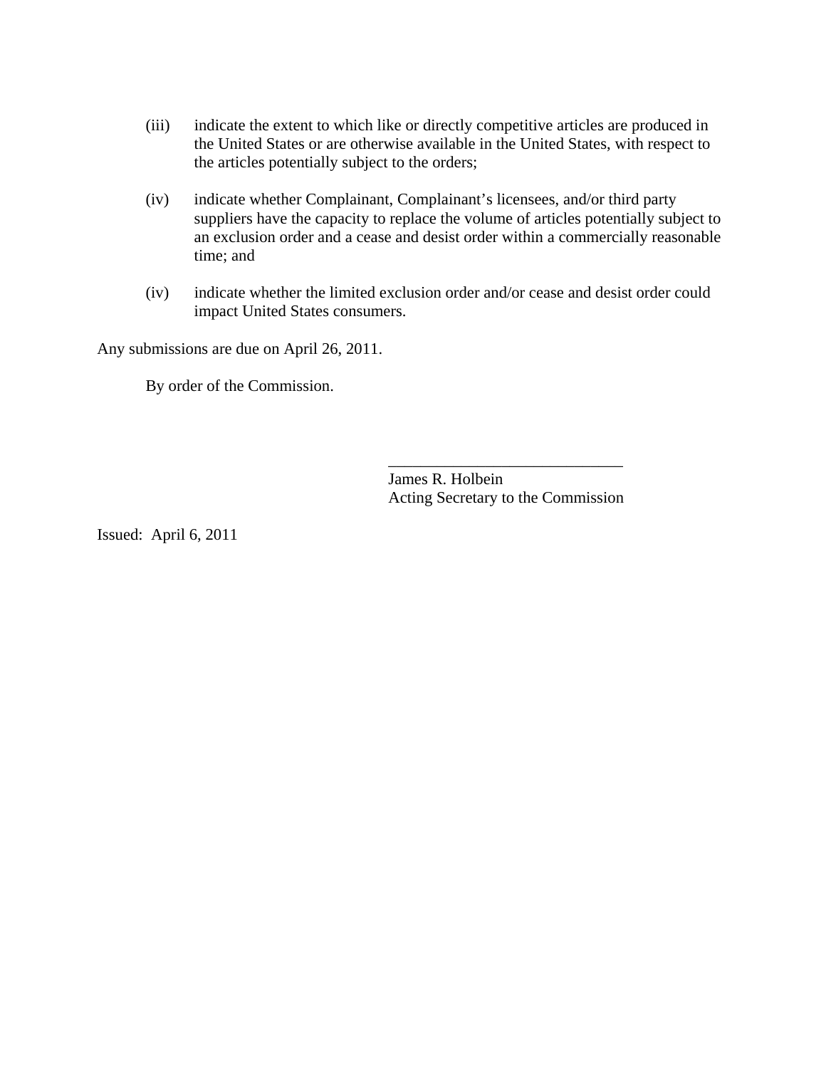(iii) indicate the extent to which like or directly competitive articles are produced in the United States or are otherwise available in the United States, with respect to the articles potentially subject to the orders;

(iv) indicate whether Complainant, Complainant's licensees, and/or third party suppliers have the capacity to replace the volume of articles potentially subject to an exclusion order and a cease and desist order within a commercially reasonable time; and

(iv) indicate whether the limited exclusion order and/or cease and desist order could impact United States consumers.

Any submissions are due on April 26, 2011.

By order of the Commission.

\_\_\_\_\_\_\_\_\_\_\_\_\_\_\_\_\_\_\_\_\_\_\_\_\_\_\_\_\_\_
James R. Holbein
Acting Secretary to the Commission

Issued: April 6, 2011